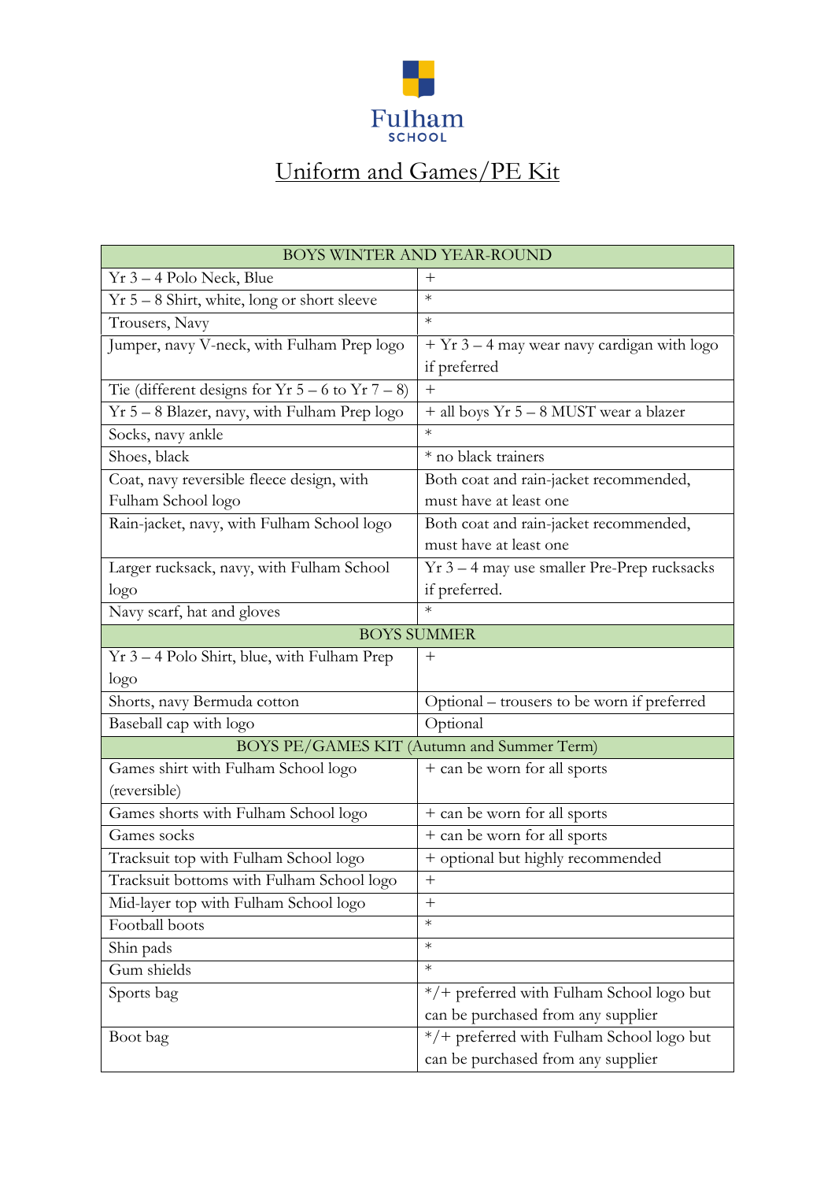Fulham
SCHOOL

# Uniform and Games/PE Kit

| BOYS WINTER AND YEAR-ROUND | |
|---|---|
| Yr 3 – 4 Polo Neck, Blue | + |
| Yr 5 – 8 Shirt, white, long or short sleeve | * |
| Trousers, Navy | * |
| Jumper, navy V-neck, with Fulham Prep logo | + Yr 3 – 4 may wear navy cardigan with logo if preferred |
| Tie (different designs for Yr 5 – 6 to Yr 7 – 8) | + |
| Yr 5 – 8 Blazer, navy, with Fulham Prep logo | + all boys Yr 5 – 8 MUST wear a blazer |
| Socks, navy ankle | * |
| Shoes, black | * no black trainers |
| Coat, navy reversible fleece design, with Fulham School logo | Both coat and rain-jacket recommended, must have at least one |
| Rain-jacket, navy, with Fulham School logo | Both coat and rain-jacket recommended, must have at least one |
| Larger rucksack, navy, with Fulham School logo | Yr 3 – 4 may use smaller Pre-Prep rucksacks if preferred. |
| Navy scarf, hat and gloves | * |
| **BOYS SUMMER** | |
| Yr 3 – 4 Polo Shirt, blue, with Fulham Prep logo | + |
| Shorts, navy Bermuda cotton | Optional – trousers to be worn if preferred |
| Baseball cap with logo | Optional |
| **BOYS PE/GAMES KIT (Autumn and Summer Term)** | |
| Games shirt with Fulham School logo (reversible) | + can be worn for all sports |
| Games shorts with Fulham School logo | + can be worn for all sports |
| Games socks | + can be worn for all sports |
| Tracksuit top with Fulham School logo | + optional but highly recommended |
| Tracksuit bottoms with Fulham School logo | + |
| Mid-layer top with Fulham School logo | + |
| Football boots | * |
| Shin pads | * |
| Gum shields | * |
| Sports bag | */+ preferred with Fulham School logo but can be purchased from any supplier |
| Boot bag | */+ preferred with Fulham School logo but can be purchased from any supplier |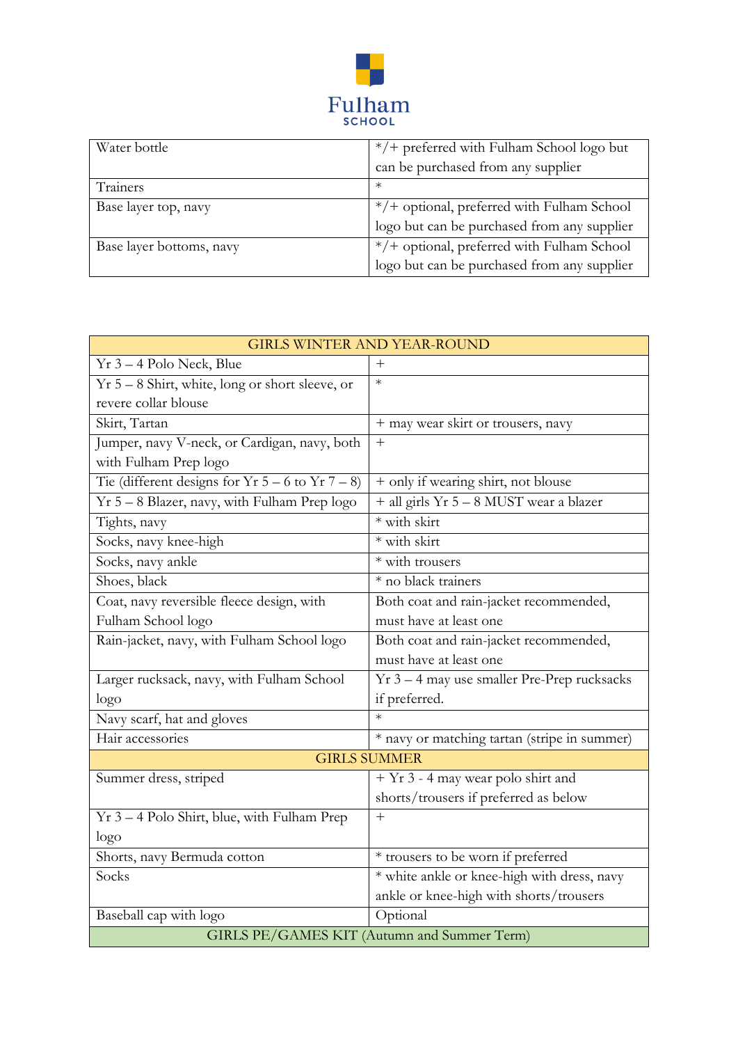Fulham SCHOOL

| | |
|---|---|
| Water bottle | */+ preferred with Fulham School logo but can be purchased from any supplier |
| Trainers | * |
| Base layer top, navy | */+ optional, preferred with Fulham School logo but can be purchased from any supplier |
| Base layer bottoms, navy | */+ optional, preferred with Fulham School logo but can be purchased from any supplier |

| GIRLS WINTER AND YEAR-ROUND | |
|---|---|
| Yr 3 – 4 Polo Neck, Blue | + |
| Yr 5 – 8 Shirt, white, long or short sleeve, or revere collar blouse | * |
| Skirt, Tartan | + may wear skirt or trousers, navy |
| Jumper, navy V-neck, or Cardigan, navy, both with Fulham Prep logo | + |
| Tie (different designs for Yr 5 – 6 to Yr 7 – 8) | + only if wearing shirt, not blouse |
| Yr 5 – 8 Blazer, navy, with Fulham Prep logo | + all girls Yr 5 – 8 MUST wear a blazer |
| Tights, navy | * with skirt |
| Socks, navy knee-high | * with skirt |
| Socks, navy ankle | * with trousers |
| Shoes, black | * no black trainers |
| Coat, navy reversible fleece design, with Fulham School logo | Both coat and rain-jacket recommended, must have at least one |
| Rain-jacket, navy, with Fulham School logo | Both coat and rain-jacket recommended, must have at least one |
| Larger rucksack, navy, with Fulham School logo | Yr 3 – 4 may use smaller Pre-Prep rucksacks if preferred. |
| Navy scarf, hat and gloves | * |
| Hair accessories | * navy or matching tartan (stripe in summer) |
| **GIRLS SUMMER** | |
| Summer dress, striped | + Yr 3 - 4 may wear polo shirt and shorts/trousers if preferred as below |
| Yr 3 – 4 Polo Shirt, blue, with Fulham Prep logo | + |
| Shorts, navy Bermuda cotton | * trousers to be worn if preferred |
| Socks | * white ankle or knee-high with dress, navy ankle or knee-high with shorts/trousers |
| Baseball cap with logo | Optional |
| **GIRLS PE/GAMES KIT (Autumn and Summer Term)** | |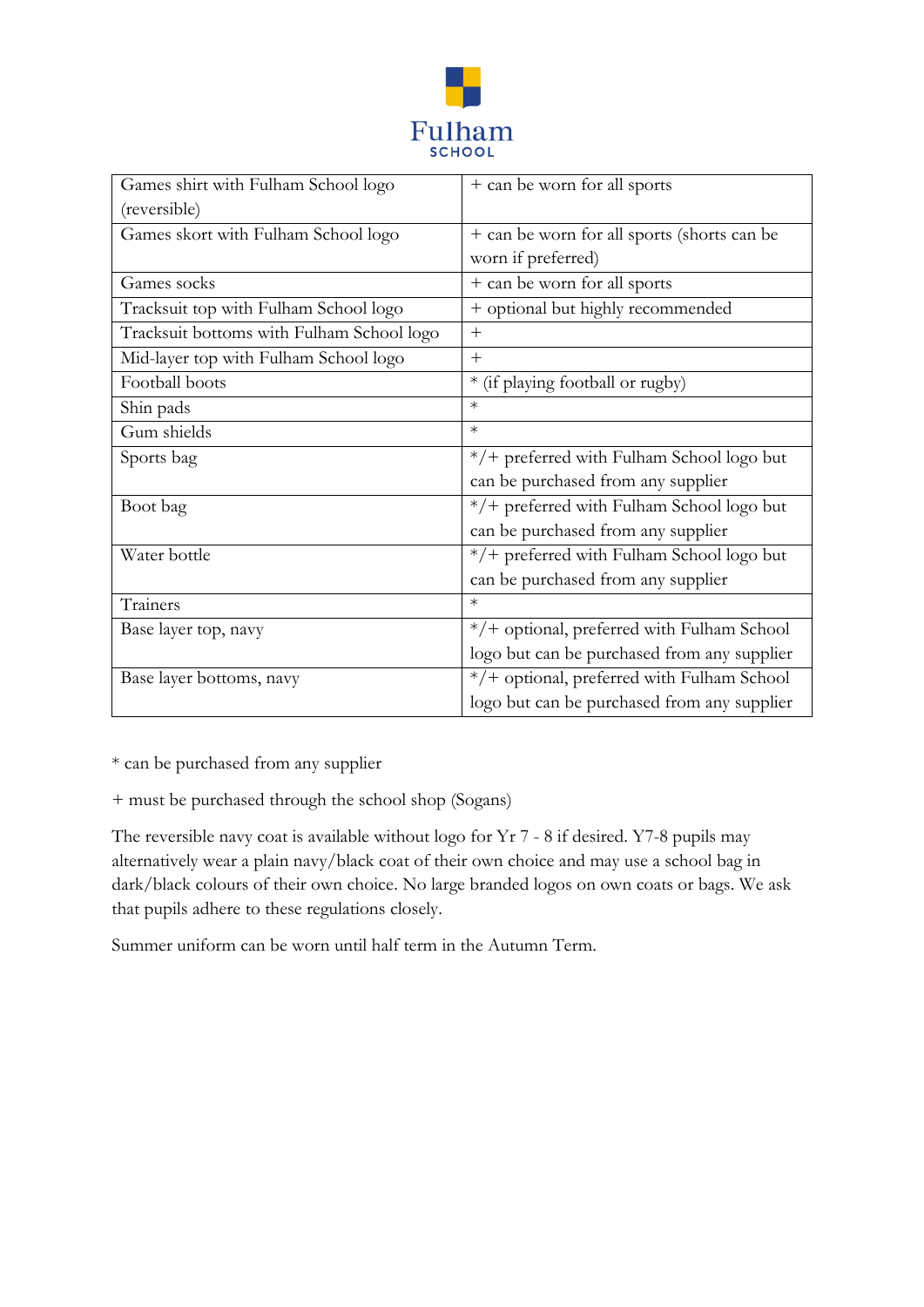Fulham SCHOOL

| | |
|---|---|
| Games shirt with Fulham School logo (reversible) | + can be worn for all sports |
| Games skort with Fulham School logo | + can be worn for all sports (shorts can be worn if preferred) |
| Games socks | + can be worn for all sports |
| Tracksuit top with Fulham School logo | + optional but highly recommended |
| Tracksuit bottoms with Fulham School logo | + |
| Mid-layer top with Fulham School logo | + |
| Football boots | * (if playing football or rugby) |
| Shin pads | * |
| Gum shields | * |
| Sports bag | */+ preferred with Fulham School logo but can be purchased from any supplier |
| Boot bag | */+ preferred with Fulham School logo but can be purchased from any supplier |
| Water bottle | */+ preferred with Fulham School logo but can be purchased from any supplier |
| Trainers | * |
| Base layer top, navy | */+ optional, preferred with Fulham School logo but can be purchased from any supplier |
| Base layer bottoms, navy | */+ optional, preferred with Fulham School logo but can be purchased from any supplier |

* can be purchased from any supplier

+ must be purchased through the school shop (Sogans)

The reversible navy coat is available without logo for Yr 7 - 8 if desired. Y7-8 pupils may alternatively wear a plain navy/black coat of their own choice and may use a school bag in dark/black colours of their own choice. No large branded logos on own coats or bags. We ask that pupils adhere to these regulations closely.

Summer uniform can be worn until half term in the Autumn Term.